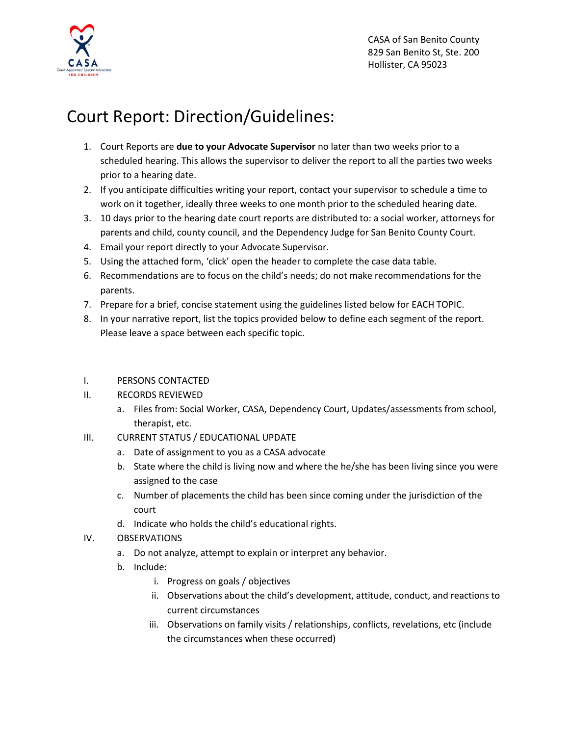CASA of San Benito County
829 San Benito St, Ste. 200
Hollister, CA 95023

# Court Report: Direction/Guidelines:

1. Court Reports are **due to your Advocate Supervisor** no later than two weeks prior to a scheduled hearing. This allows the supervisor to deliver the report to all the parties two weeks prior to a hearing date.
2. If you anticipate difficulties writing your report, contact your supervisor to schedule a time to work on it together, ideally three weeks to one month prior to the scheduled hearing date.
3. 10 days prior to the hearing date court reports are distributed to: a social worker, attorneys for parents and child, county council, and the Dependency Judge for San Benito County Court.
4. Email your report directly to your Advocate Supervisor.
5. Using the attached form, 'click' open the header to complete the case data table.
6. Recommendations are to focus on the child's needs; do not make recommendations for the parents.
7. Prepare for a brief, concise statement using the guidelines listed below for EACH TOPIC.
8. In your narrative report, list the topics provided below to define each segment of the report. Please leave a space between each specific topic.

I. PERSONS CONTACTED

II. RECORDS REVIEWED
   a. Files from: Social Worker, CASA, Dependency Court, Updates/assessments from school, therapist, etc.

III. CURRENT STATUS / EDUCATIONAL UPDATE
   a. Date of assignment to you as a CASA advocate
   b. State where the child is living now and where the he/she has been living since you were assigned to the case
   c. Number of placements the child has been since coming under the jurisdiction of the court
   d. Indicate who holds the child's educational rights.

IV. OBSERVATIONS
   a. Do not analyze, attempt to explain or interpret any behavior.
   b. Include:
      i. Progress on goals / objectives
      ii. Observations about the child's development, attitude, conduct, and reactions to current circumstances
      iii. Observations on family visits / relationships, conflicts, revelations, etc (include the circumstances when these occurred)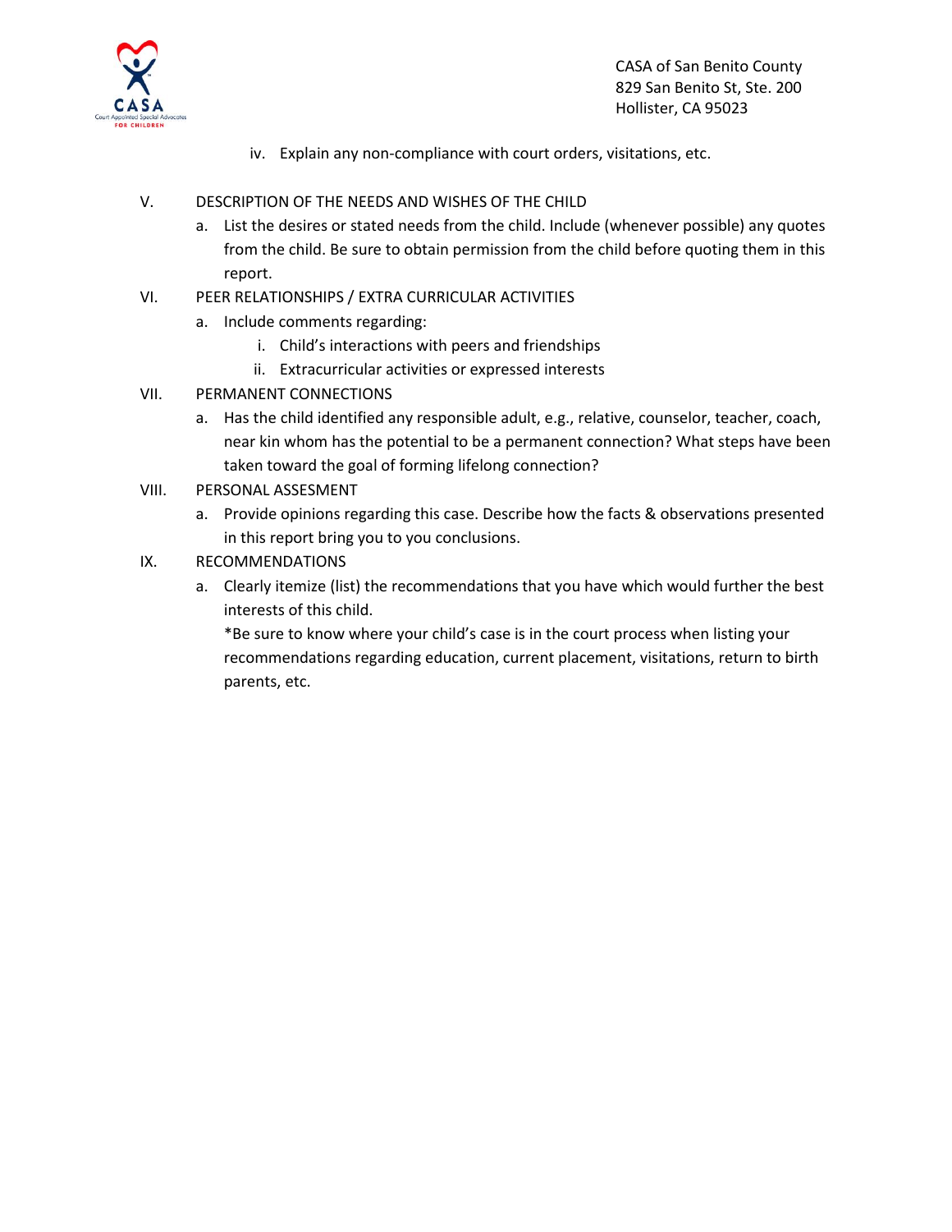CASA of San Benito County
829 San Benito St, Ste. 200
Hollister, CA 95023

iv. Explain any non-compliance with court orders, visitations, etc.

V. DESCRIPTION OF THE NEEDS AND WISHES OF THE CHILD

a. List the desires or stated needs from the child. Include (whenever possible) any quotes from the child. Be sure to obtain permission from the child before quoting them in this report.

VI. PEER RELATIONSHIPS / EXTRA CURRICULAR ACTIVITIES

a. Include comments regarding:

i. Child's interactions with peers and friendships

ii. Extracurricular activities or expressed interests

VII. PERMANENT CONNECTIONS

a. Has the child identified any responsible adult, e.g., relative, counselor, teacher, coach, near kin whom has the potential to be a permanent connection? What steps have been taken toward the goal of forming lifelong connection?

VIII. PERSONAL ASSESMENT

a. Provide opinions regarding this case. Describe how the facts & observations presented in this report bring you to you conclusions.

IX. RECOMMENDATIONS

a. Clearly itemize (list) the recommendations that you have which would further the best interests of this child.

*Be sure to know where your child's case is in the court process when listing your recommendations regarding education, current placement, visitations, return to birth parents, etc.